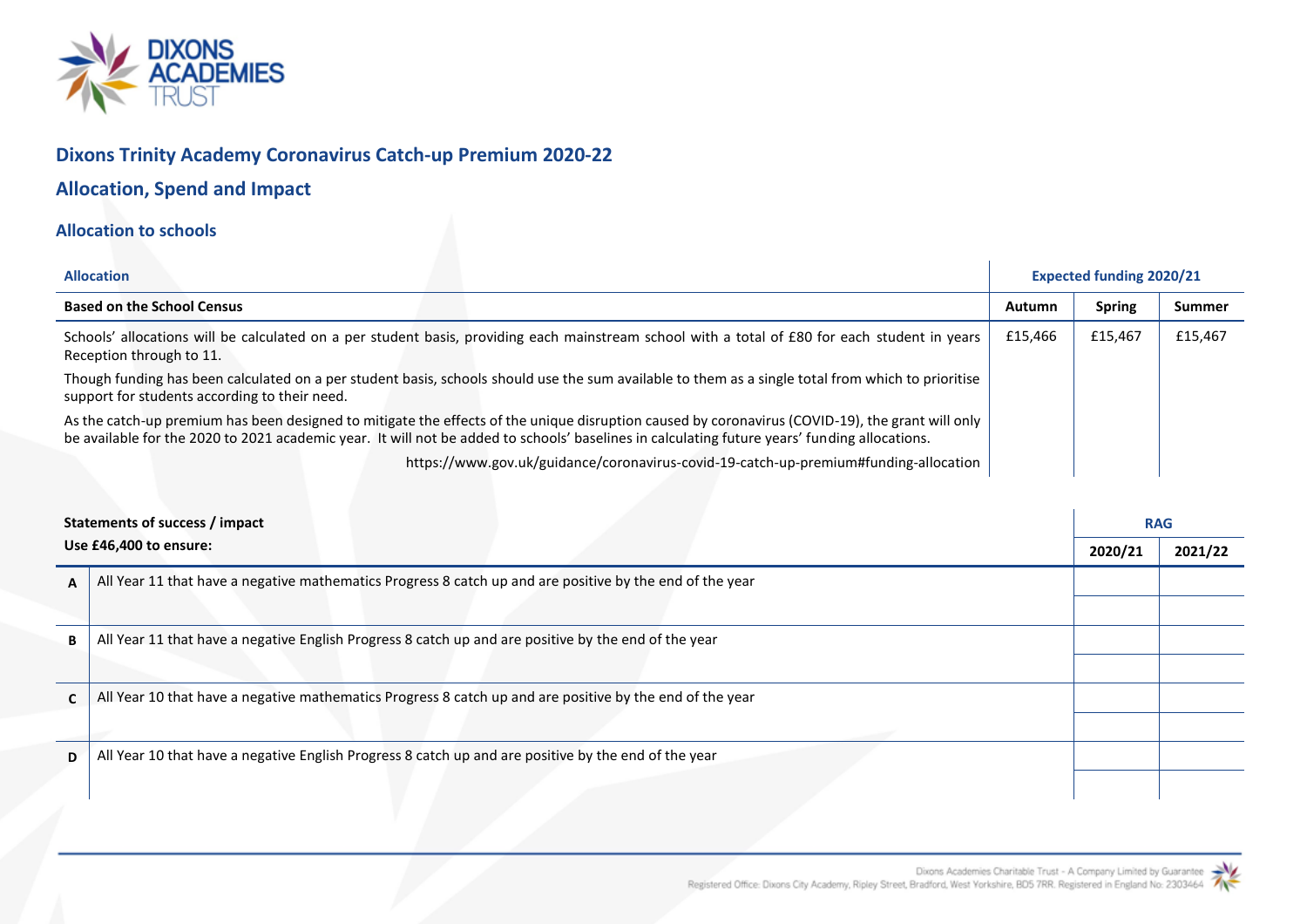## Dixons Trinity Academy Coronavirus Catch-up Premium 2020-22

## Allocation, Spend and Impact

### Allocation to schools

| Allocation | Expected funding 2020/21 | | |
|---|---|---|---|
| **Based on the School Census** | **Autumn** | **Spring** | **Summer** |
| Schools' allocations will be calculated on a per student basis, providing each mainstream school with a total of £80 for each student in years Reception through to 11.<br><br>Though funding has been calculated on a per student basis, schools should use the sum available to them as a single total from which to prioritise support for students according to their need.<br><br>As the catch-up premium has been designed to mitigate the effects of the unique disruption caused by coronavirus (COVID-19), the grant will only be available for the 2020 to 2021 academic year. It will not be added to schools' baselines in calculating future years' funding allocations.<br><br>https://www.gov.uk/guidance/coronavirus-covid-19-catch-up-premium#funding-allocation | £15,466 | £15,467 | £15,467 |

| | Statements of success / impact<br>Use £46,400 to ensure: | RAG 2020/21 | RAG 2021/22 |
|---|---|---|---|
| **A** | All Year 11 that have a negative mathematics Progress 8 catch up and are positive by the end of the year | | |
| **B** | All Year 11 that have a negative English Progress 8 catch up and are positive by the end of the year | | |
| **C** | All Year 10 that have a negative mathematics Progress 8 catch up and are positive by the end of the year | | |
| **D** | All Year 10 that have a negative English Progress 8 catch up and are positive by the end of the year | | |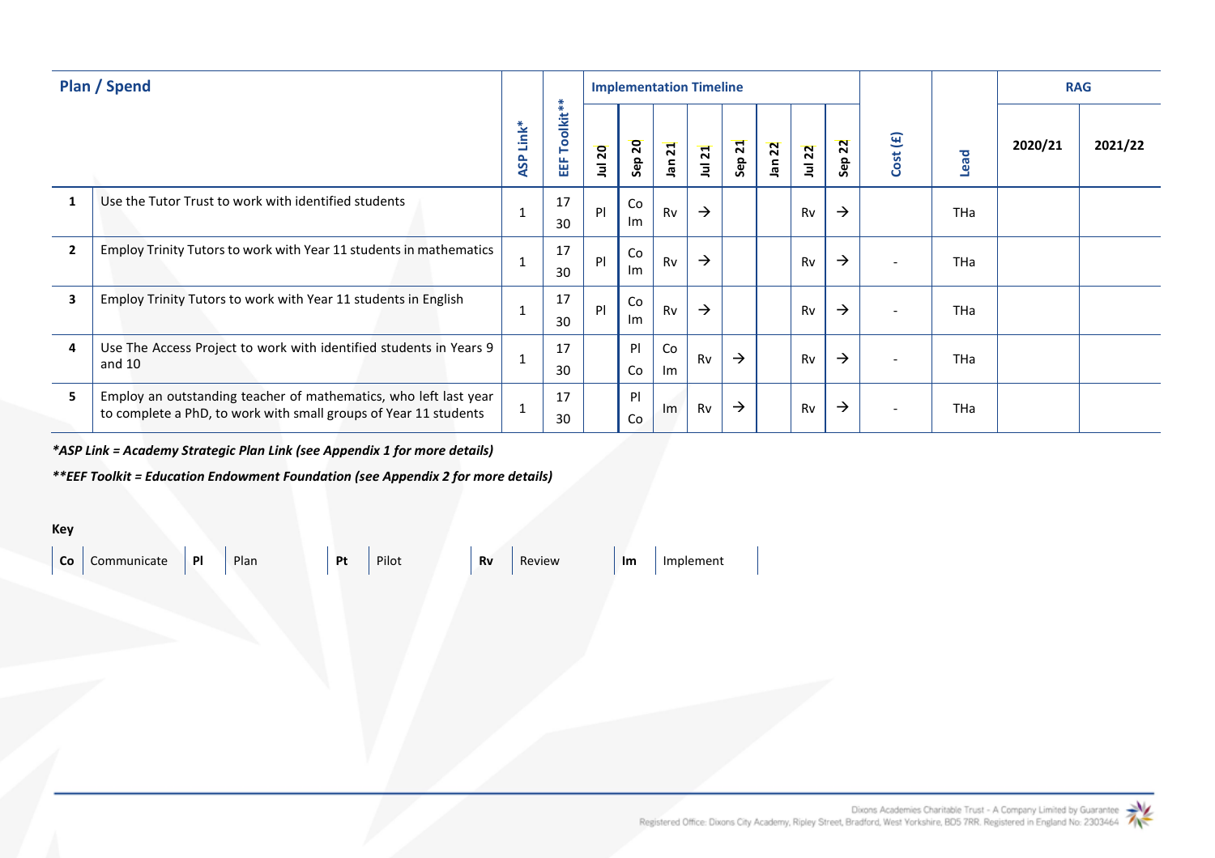| Plan / Spend | | ASP Link* | EEF Toolkit** | Implementation Timeline | | | | | | | | Cost (£) | Lead | RAG | |
|---|---|---|---|---|---|---|---|---|---|---|---|---|---|---|---|
| | | | | Jul 20 | Sep 20 | Jan 21 | Jul 21 | Sep 21 | Jan 22 | Jul 22 | Sep 22 | | | 2020/21 | 2021/22 |
| 1 | Use the Tutor Trust to work with identified students | 1 | 17 30 | Pl | Co Im | Rv | → | | | Rv | → | | THa | | |
| 2 | Employ Trinity Tutors to work with Year 11 students in mathematics | 1 | 17 30 | Pl | Co Im | Rv | → | | | Rv | → | - | THa | | |
| 3 | Employ Trinity Tutors to work with Year 11 students in English | 1 | 17 30 | Pl | Co Im | Rv | → | | | Rv | → | - | THa | | |
| 4 | Use The Access Project to work with identified students in Years 9 and 10 | 1 | 17 30 | | Pl Co | Co Im | Rv | → | | Rv | → | - | THa | | |
| 5 | Employ an outstanding teacher of mathematics, who left last year to complete a PhD, to work with small groups of Year 11 students | 1 | 17 30 | | Pl Co | Im | Rv | → | | Rv | → | - | THa | | |

***ASP Link = Academy Strategic Plan Link (see Appendix 1 for more details)***

****EEF Toolkit = Education Endowment Foundation (see Appendix 2 for more details)***

**Key**

| **Co** | Communicate | **Pl** | Plan | **Pt** | Pilot | **Rv** | Review | **Im** | Implement |
|---|---|---|---|---|---|---|---|---|---|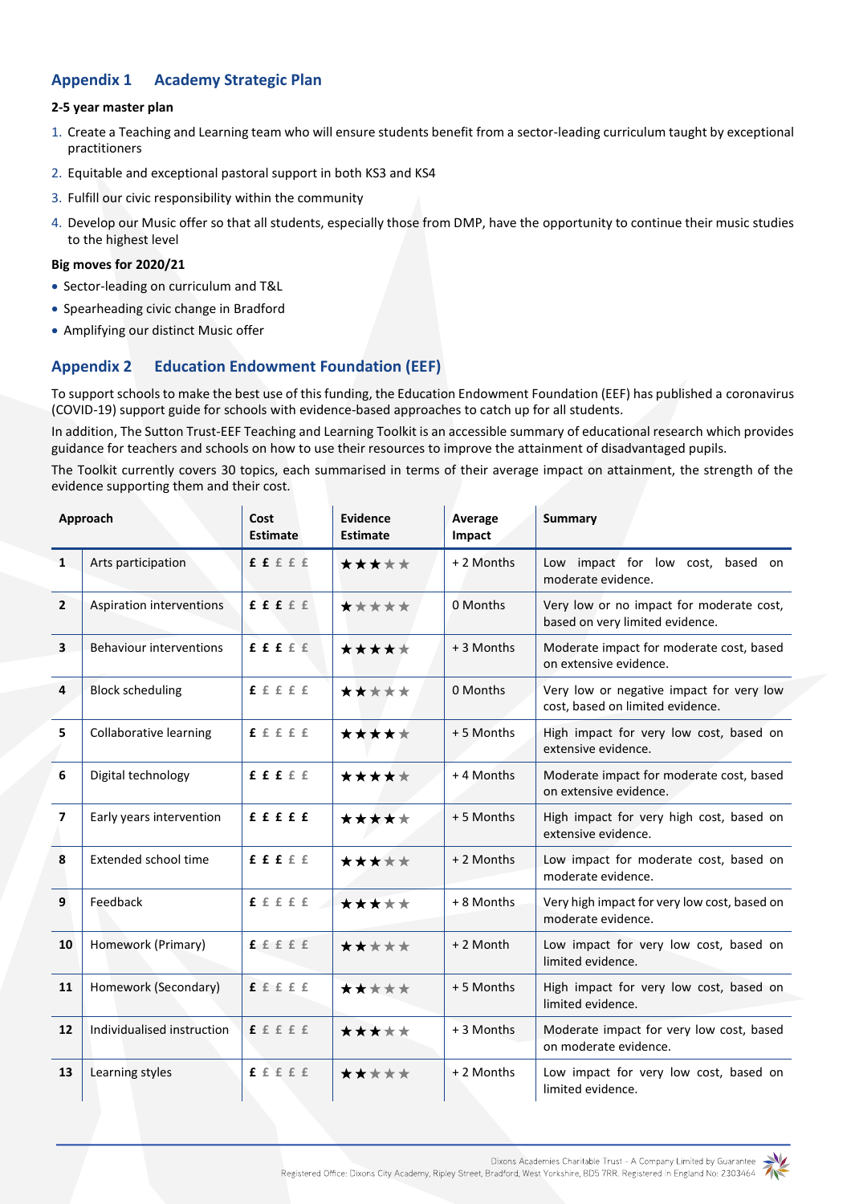## Appendix 1 Academy Strategic Plan

**2-5 year master plan**

1. Create a Teaching and Learning team who will ensure students benefit from a sector-leading curriculum taught by exceptional practitioners
2. Equitable and exceptional pastoral support in both KS3 and KS4
3. Fulfill our civic responsibility within the community
4. Develop our Music offer so that all students, especially those from DMP, have the opportunity to continue their music studies to the highest level

**Big moves for 2020/21**

- Sector-leading on curriculum and T&L
- Spearheading civic change in Bradford
- Amplifying our distinct Music offer

## Appendix 2 Education Endowment Foundation (EEF)

To support schools to make the best use of this funding, the Education Endowment Foundation (EEF) has published a coronavirus (COVID-19) support guide for schools with evidence-based approaches to catch up for all students.

In addition, The Sutton Trust-EEF Teaching and Learning Toolkit is an accessible summary of educational research which provides guidance for teachers and schools on how to use their resources to improve the attainment of disadvantaged pupils.

The Toolkit currently covers 30 topics, each summarised in terms of their average impact on attainment, the strength of the evidence supporting them and their cost.

| | Approach | Cost Estimate | Evidence Estimate | Average Impact | Summary |
|---|---|---|---|---|---|
| 1 | Arts participation | **££**£££ | ★★★☆☆ | + 2 Months | Low impact for low cost, based on moderate evidence. |
| 2 | Aspiration interventions | **£££**££ | ★☆☆☆☆ | 0 Months | Very low or no impact for moderate cost, based on very limited evidence. |
| 3 | Behaviour interventions | **£££**££ | ★★★★☆ | + 3 Months | Moderate impact for moderate cost, based on extensive evidence. |
| 4 | Block scheduling | **£**££££ | ★★☆☆☆ | 0 Months | Very low or negative impact for very low cost, based on limited evidence. |
| 5 | Collaborative learning | **£**££££ | ★★★★☆ | + 5 Months | High impact for very low cost, based on extensive evidence. |
| 6 | Digital technology | **£££**££ | ★★★★☆ | + 4 Months | Moderate impact for moderate cost, based on extensive evidence. |
| 7 | Early years intervention | **£££££** | ★★★★☆ | + 5 Months | High impact for very high cost, based on extensive evidence. |
| 8 | Extended school time | **£££**££ | ★★★☆☆ | + 2 Months | Low impact for moderate cost, based on moderate evidence. |
| 9 | Feedback | **£**££££ | ★★★☆☆ | + 8 Months | Very high impact for very low cost, based on moderate evidence. |
| 10 | Homework (Primary) | **£**££££ | ★★☆☆☆ | + 2 Month | Low impact for very low cost, based on limited evidence. |
| 11 | Homework (Secondary) | **£**££££ | ★★☆☆☆ | + 5 Months | High impact for very low cost, based on limited evidence. |
| 12 | Individualised instruction | **£**££££ | ★★★☆☆ | + 3 Months | Moderate impact for very low cost, based on moderate evidence. |
| 13 | Learning styles | **£**££££ | ★★☆☆☆ | + 2 Months | Low impact for very low cost, based on limited evidence. |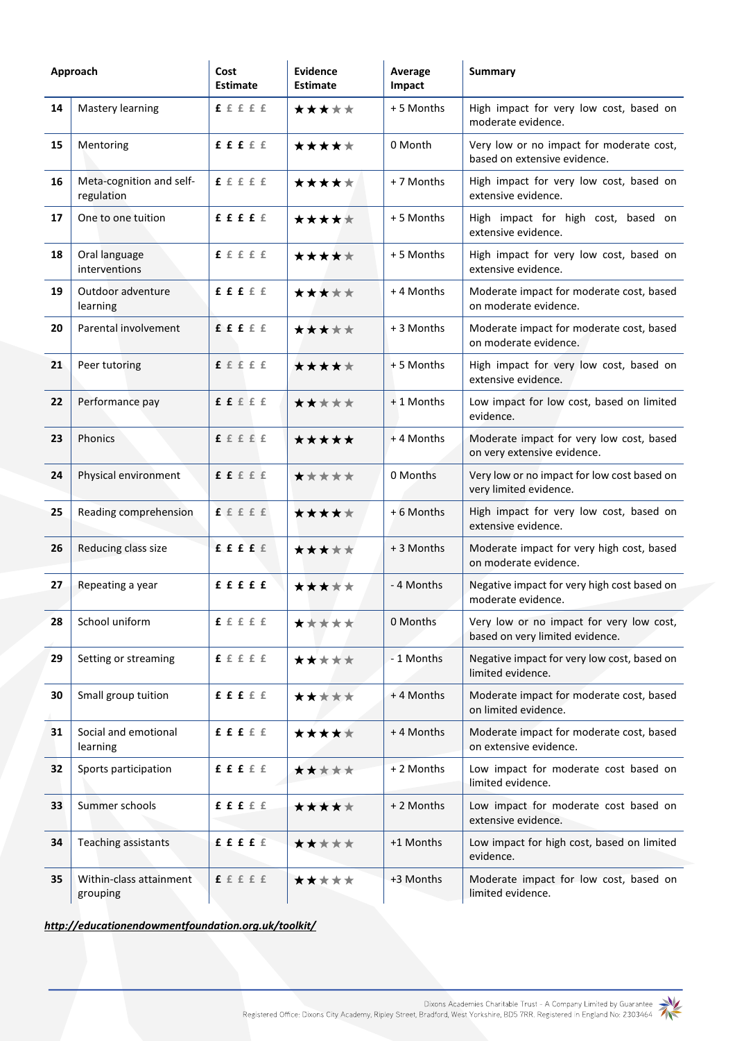| Approach | | Cost Estimate | Evidence Estimate | Average Impact | Summary |
|---|---|---|---|---|---|
| 14 | Mastery learning | £ | ★★★☆☆ | + 5 Months | High impact for very low cost, based on moderate evidence. |
| 15 | Mentoring | £££ | ★★★★☆ | 0 Month | Very low or no impact for moderate cost, based on extensive evidence. |
| 16 | Meta-cognition and self-regulation | £ | ★★★★☆ | + 7 Months | High impact for very low cost, based on extensive evidence. |
| 17 | One to one tuition | ££££ | ★★★★☆ | + 5 Months | High impact for high cost, based on extensive evidence. |
| 18 | Oral language interventions | £ | ★★★★☆ | + 5 Months | High impact for very low cost, based on extensive evidence. |
| 19 | Outdoor adventure learning | £££ | ★★★☆☆ | + 4 Months | Moderate impact for moderate cost, based on moderate evidence. |
| 20 | Parental involvement | £££ | ★★★☆☆ | + 3 Months | Moderate impact for moderate cost, based on moderate evidence. |
| 21 | Peer tutoring | £ | ★★★★☆ | + 5 Months | High impact for very low cost, based on extensive evidence. |
| 22 | Performance pay | ££ | ★★☆☆☆ | + 1 Months | Low impact for low cost, based on limited evidence. |
| 23 | Phonics | £ | ★★★★★ | + 4 Months | Moderate impact for very low cost, based on very extensive evidence. |
| 24 | Physical environment | ££ | ★☆☆☆☆ | 0 Months | Very low or no impact for low cost based on very limited evidence. |
| 25 | Reading comprehension | £ | ★★★★☆ | + 6 Months | High impact for very low cost, based on extensive evidence. |
| 26 | Reducing class size | ££££ | ★★★☆☆ | + 3 Months | Moderate impact for very high cost, based on moderate evidence. |
| 27 | Repeating a year | £££££ | ★★★☆☆ | - 4 Months | Negative impact for very high cost based on moderate evidence. |
| 28 | School uniform | £ | ★☆☆☆☆ | 0 Months | Very low or no impact for very low cost, based on very limited evidence. |
| 29 | Setting or streaming | £ | ★★☆☆☆ | - 1 Months | Negative impact for very low cost, based on limited evidence. |
| 30 | Small group tuition | £££ | ★★☆☆☆ | + 4 Months | Moderate impact for moderate cost, based on limited evidence. |
| 31 | Social and emotional learning | £££ | ★★★★☆ | + 4 Months | Moderate impact for moderate cost, based on extensive evidence. |
| 32 | Sports participation | £££ | ★★☆☆☆ | + 2 Months | Low impact for moderate cost based on limited evidence. |
| 33 | Summer schools | £££ | ★★★★☆ | + 2 Months | Low impact for moderate cost based on extensive evidence. |
| 34 | Teaching assistants | ££££ | ★★☆☆☆ | +1 Months | Low impact for high cost, based on limited evidence. |
| 35 | Within-class attainment grouping | £ | ★★☆☆☆ | +3 Months | Moderate impact for low cost, based on limited evidence. |

***http://educationendowmentfoundation.org.uk/toolkit/***